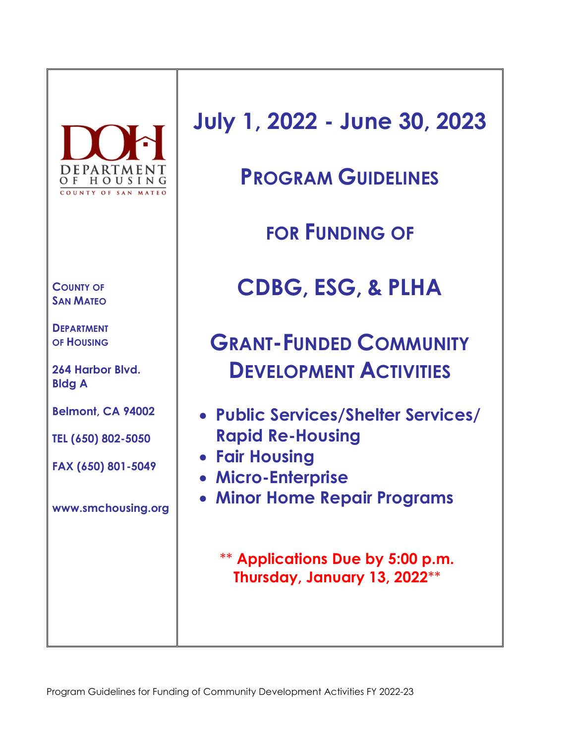DEPARTMENT OF HOUSING
COUNTY OF SAN MATEO

**COUNTY OF SAN MATEO**

**DEPARTMENT OF HOUSING**

**264 Harbor Blvd.**
**Bldg A**

**Belmont, CA 94002**

**TEL (650) 802-5050**

**FAX (650) 801-5049**

**www.smchousing.org**

# July 1, 2022 - June 30, 2023

# PROGRAM GUIDELINES

## FOR FUNDING OF

# CDBG, ESG, & PLHA

# GRANT-FUNDED COMMUNITY DEVELOPMENT ACTIVITIES

- **Public Services/Shelter Services/ Rapid Re-Housing**
- **Fair Housing**
- **Micro-Enterprise**
- **Minor Home Repair Programs**

** **Applications Due by 5:00 p.m. Thursday, January 13, 2022** **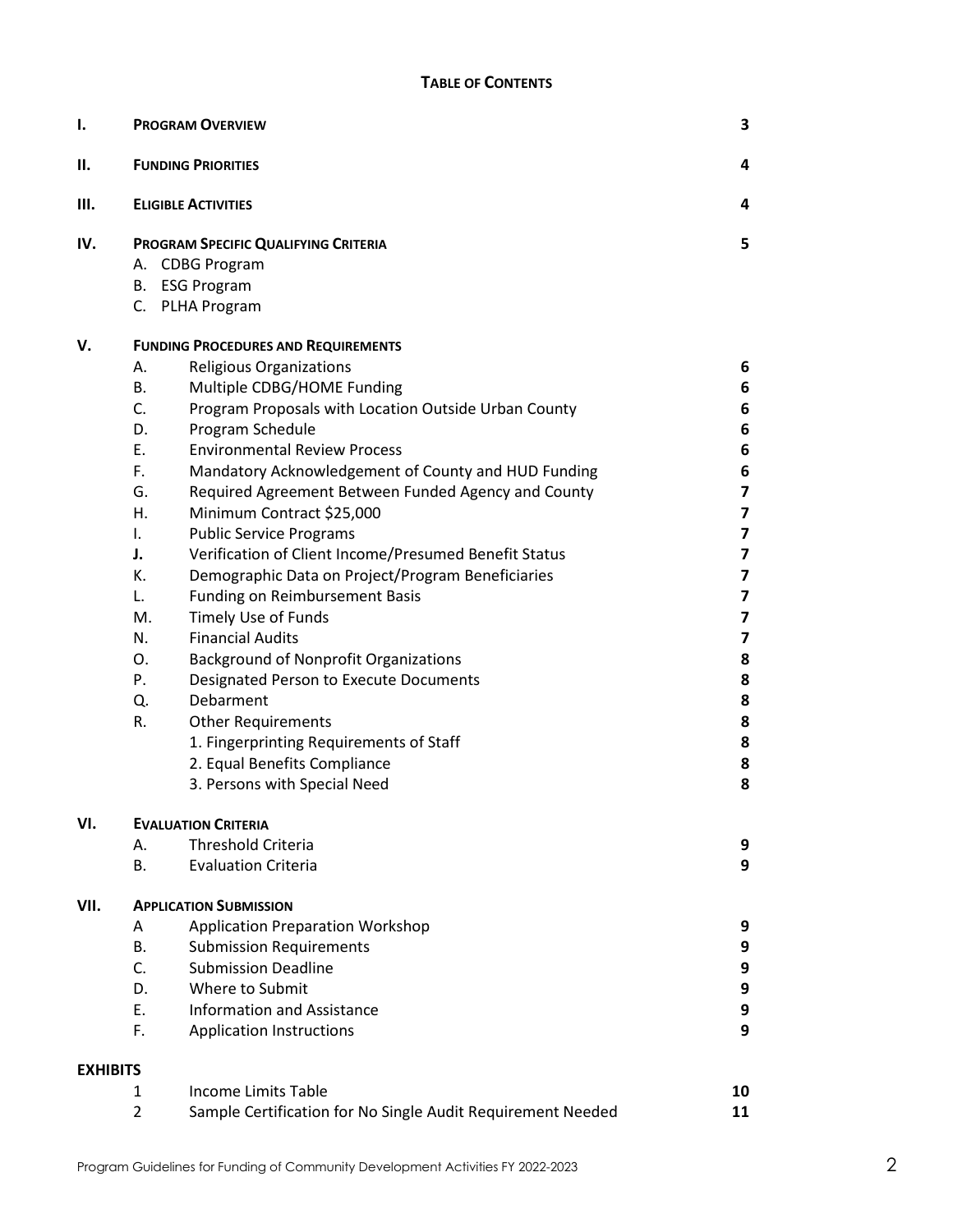## TABLE OF CONTENTS

| | | | |
|---|---|---|---|
| **I.** | **PROGRAM OVERVIEW** | | **3** |
| **II.** | **FUNDING PRIORITIES** | | **4** |
| **III.** | **ELIGIBLE ACTIVITIES** | | **4** |
| **IV.** | **PROGRAM SPECIFIC QUALIFYING CRITERIA** | | **5** |
| | A. CDBG Program | | |
| | B. ESG Program | | |
| | C. PLHA Program | | |
| **V.** | **FUNDING PROCEDURES AND REQUIREMENTS** | | |
| | A. | Religious Organizations | **6** |
| | B. | Multiple CDBG/HOME Funding | **6** |
| | C. | Program Proposals with Location Outside Urban County | **6** |
| | D. | Program Schedule | **6** |
| | E. | Environmental Review Process | **6** |
| | F. | Mandatory Acknowledgement of County and HUD Funding | **6** |
| | G. | Required Agreement Between Funded Agency and County | **7** |
| | H. | Minimum Contract $25,000 | **7** |
| | I. | Public Service Programs | **7** |
| | **J.** | Verification of Client Income/Presumed Benefit Status | **7** |
| | K. | Demographic Data on Project/Program Beneficiaries | **7** |
| | L. | Funding on Reimbursement Basis | **7** |
| | M. | Timely Use of Funds | **7** |
| | N. | Financial Audits | **7** |
| | O. | Background of Nonprofit Organizations | **8** |
| | P. | Designated Person to Execute Documents | **8** |
| | Q. | Debarment | **8** |
| | R. | Other Requirements | **8** |
| | | 1. Fingerprinting Requirements of Staff | **8** |
| | | 2. Equal Benefits Compliance | **8** |
| | | 3. Persons with Special Need | **8** |
| **VI.** | **EVALUATION CRITERIA** | | |
| | A. | Threshold Criteria | **9** |
| | B. | Evaluation Criteria | **9** |
| **VII.** | **APPLICATION SUBMISSION** | | |
| | A | Application Preparation Workshop | **9** |
| | B. | Submission Requirements | **9** |
| | C. | Submission Deadline | **9** |
| | D. | Where to Submit | **9** |
| | E. | Information and Assistance | **9** |
| | F. | Application Instructions | **9** |
| **EXHIBITS** | | | |
| | 1 | Income Limits Table | **10** |
| | 2 | Sample Certification for No Single Audit Requirement Needed | **11** |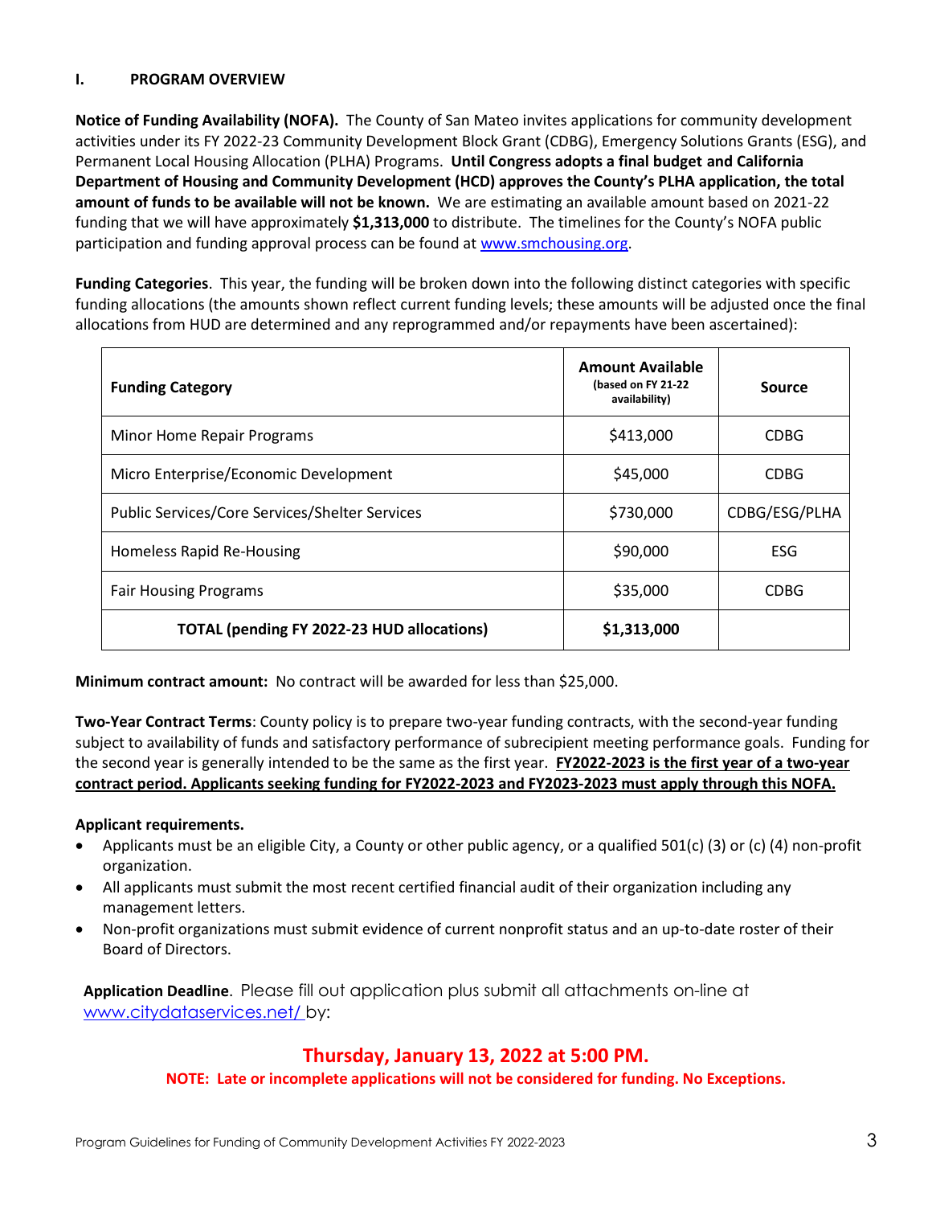## I. PROGRAM OVERVIEW

**Notice of Funding Availability (NOFA).** The County of San Mateo invites applications for community development activities under its FY 2022-23 Community Development Block Grant (CDBG), Emergency Solutions Grants (ESG), and Permanent Local Housing Allocation (PLHA) Programs. **Until Congress adopts a final budget and California Department of Housing and Community Development (HCD) approves the County's PLHA application, the total amount of funds to be available will not be known.** We are estimating an available amount based on 2021-22 funding that we will have approximately **$1,313,000** to distribute. The timelines for the County's NOFA public participation and funding approval process can be found at [www.smchousing.org](www.smchousing.org).

**Funding Categories**. This year, the funding will be broken down into the following distinct categories with specific funding allocations (the amounts shown reflect current funding levels; these amounts will be adjusted once the final allocations from HUD are determined and any reprogrammed and/or repayments have been ascertained):

| **Funding Category** | **Amount Available** (based on FY 21-22 availability) | **Source** |
|---|---|---|
| Minor Home Repair Programs | $413,000 | CDBG |
| Micro Enterprise/Economic Development | $45,000 | CDBG |
| Public Services/Core Services/Shelter Services | $730,000 | CDBG/ESG/PLHA |
| Homeless Rapid Re-Housing | $90,000 | ESG |
| Fair Housing Programs | $35,000 | CDBG |
| **TOTAL (pending FY 2022-23 HUD allocations)** | **$1,313,000** | |

**Minimum contract amount:** No contract will be awarded for less than $25,000.

**Two-Year Contract Terms**: County policy is to prepare two-year funding contracts, with the second-year funding subject to availability of funds and satisfactory performance of subrecipient meeting performance goals. Funding for the second year is generally intended to be the same as the first year. **FY2022-2023 is the first year of a two-year contract period. Applicants seeking funding for FY2022-2023 and FY2023-2023 must apply through this NOFA.**

**Applicant requirements.**

- Applicants must be an eligible City, a County or other public agency, or a qualified 501(c) (3) or (c) (4) non-profit organization.
- All applicants must submit the most recent certified financial audit of their organization including any management letters.
- Non-profit organizations must submit evidence of current nonprofit status and an up-to-date roster of their Board of Directors.

**Application Deadline**. Please fill out application plus submit all attachments on-line at [www.citydataservices.net/](www.citydataservices.net/) by:

**Thursday, January 13, 2022 at 5:00 PM.**

**NOTE: Late or incomplete applications will not be considered for funding. No Exceptions.**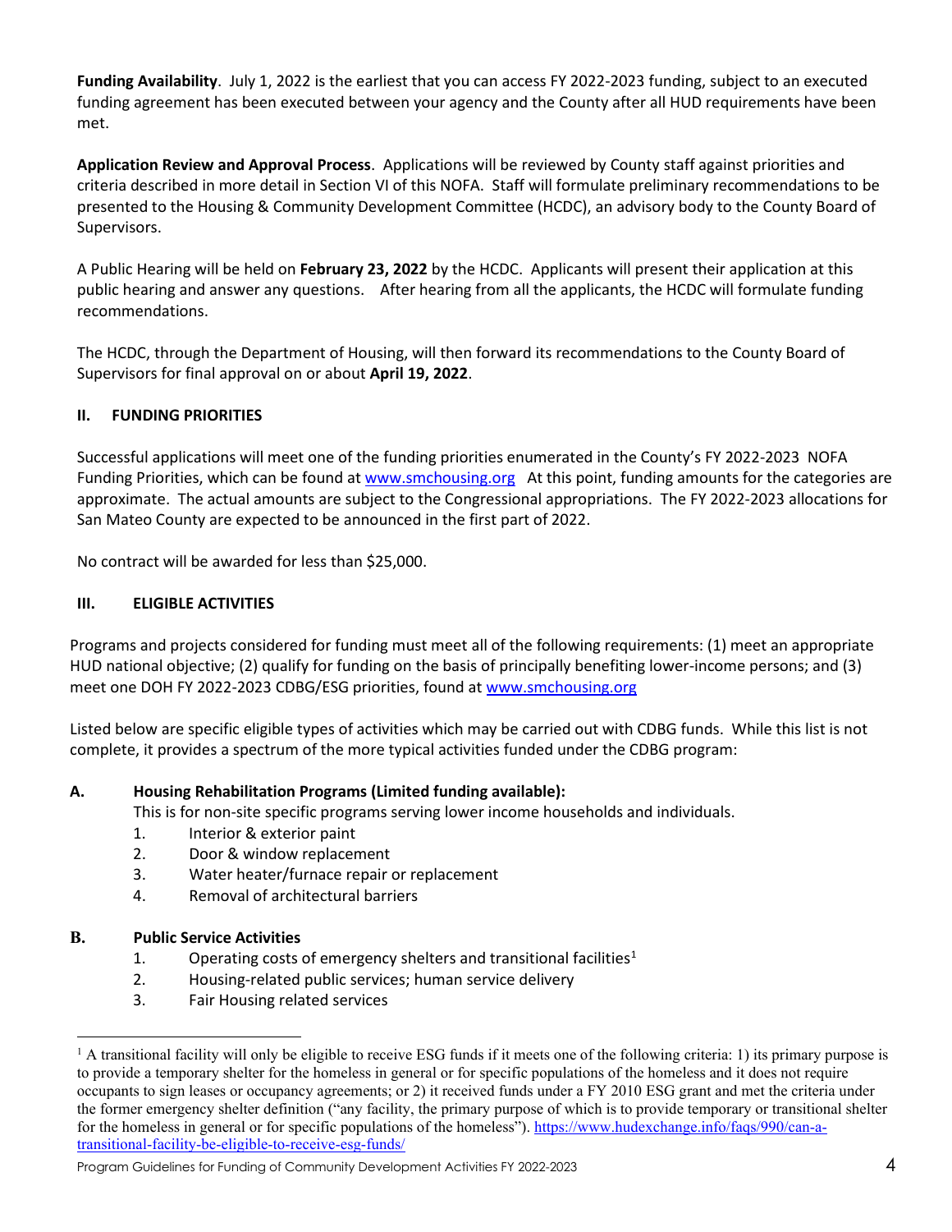**Funding Availability**. July 1, 2022 is the earliest that you can access FY 2022-2023 funding, subject to an executed funding agreement has been executed between your agency and the County after all HUD requirements have been met.

**Application Review and Approval Process**. Applications will be reviewed by County staff against priorities and criteria described in more detail in Section VI of this NOFA. Staff will formulate preliminary recommendations to be presented to the Housing & Community Development Committee (HCDC), an advisory body to the County Board of Supervisors.

A Public Hearing will be held on **February 23, 2022** by the HCDC. Applicants will present their application at this public hearing and answer any questions. After hearing from all the applicants, the HCDC will formulate funding recommendations.

The HCDC, through the Department of Housing, will then forward its recommendations to the County Board of Supervisors for final approval on or about **April 19, 2022**.

## II. FUNDING PRIORITIES

Successful applications will meet one of the funding priorities enumerated in the County's FY 2022-2023 NOFA Funding Priorities, which can be found at www.smchousing.org At this point, funding amounts for the categories are approximate. The actual amounts are subject to the Congressional appropriations. The FY 2022-2023 allocations for San Mateo County are expected to be announced in the first part of 2022.

No contract will be awarded for less than $25,000.

## III. ELIGIBLE ACTIVITIES

Programs and projects considered for funding must meet all of the following requirements: (1) meet an appropriate HUD national objective; (2) qualify for funding on the basis of principally benefiting lower-income persons; and (3) meet one DOH FY 2022-2023 CDBG/ESG priorities, found at www.smchousing.org

Listed below are specific eligible types of activities which may be carried out with CDBG funds. While this list is not complete, it provides a spectrum of the more typical activities funded under the CDBG program:

### A. Housing Rehabilitation Programs (Limited funding available):

This is for non-site specific programs serving lower income households and individuals.

1. Interior & exterior paint
2. Door & window replacement
3. Water heater/furnace repair or replacement
4. Removal of architectural barriers

### B. Public Service Activities

1. Operating costs of emergency shelters and transitional facilities[1]
2. Housing-related public services; human service delivery
3. Fair Housing related services

[1] A transitional facility will only be eligible to receive ESG funds if it meets one of the following criteria: 1) its primary purpose is to provide a temporary shelter for the homeless in general or for specific populations of the homeless and it does not require occupants to sign leases or occupancy agreements; or 2) it received funds under a FY 2010 ESG grant and met the criteria under the former emergency shelter definition ("any facility, the primary purpose of which is to provide temporary or transitional shelter for the homeless in general or for specific populations of the homeless"). https://www.hudexchange.info/faqs/990/can-a-transitional-facility-be-eligible-to-receive-esg-funds/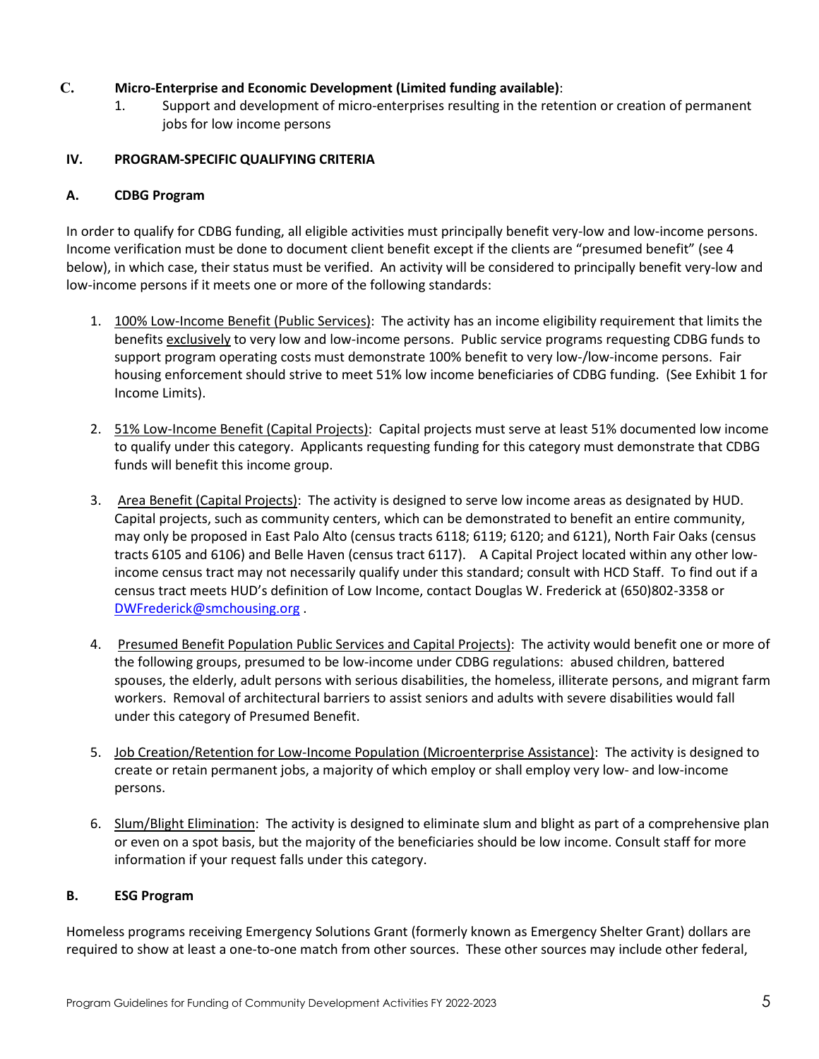## C. Micro-Enterprise and Economic Development (Limited funding available):

1. Support and development of micro-enterprises resulting in the retention or creation of permanent jobs for low income persons

## IV. PROGRAM-SPECIFIC QUALIFYING CRITERIA

### A. CDBG Program

In order to qualify for CDBG funding, all eligible activities must principally benefit very-low and low-income persons. Income verification must be done to document client benefit except if the clients are "presumed benefit" (see 4 below), in which case, their status must be verified. An activity will be considered to principally benefit very-low and low-income persons if it meets one or more of the following standards:

1. <u>100% Low-Income Benefit (Public Services)</u>: The activity has an income eligibility requirement that limits the benefits <u>exclusively</u> to very low and low-income persons. Public service programs requesting CDBG funds to support program operating costs must demonstrate 100% benefit to very low-/low-income persons. Fair housing enforcement should strive to meet 51% low income beneficiaries of CDBG funding. (See Exhibit 1 for Income Limits).

2. <u>51% Low-Income Benefit (Capital Projects)</u>: Capital projects must serve at least 51% documented low income to qualify under this category. Applicants requesting funding for this category must demonstrate that CDBG funds will benefit this income group.

3. <u>Area Benefit (Capital Projects)</u>: The activity is designed to serve low income areas as designated by HUD. Capital projects, such as community centers, which can be demonstrated to benefit an entire community, may only be proposed in East Palo Alto (census tracts 6118; 6119; 6120; and 6121), North Fair Oaks (census tracts 6105 and 6106) and Belle Haven (census tract 6117). A Capital Project located within any other low-income census tract may not necessarily qualify under this standard; consult with HCD Staff. To find out if a census tract meets HUD's definition of Low Income, contact Douglas W. Frederick at (650)802-3358 or DWFrederick@smchousing.org .

4. <u>Presumed Benefit Population Public Services and Capital Projects)</u>: The activity would benefit one or more of the following groups, presumed to be low-income under CDBG regulations: abused children, battered spouses, the elderly, adult persons with serious disabilities, the homeless, illiterate persons, and migrant farm workers. Removal of architectural barriers to assist seniors and adults with severe disabilities would fall under this category of Presumed Benefit.

5. <u>Job Creation/Retention for Low-Income Population (Microenterprise Assistance)</u>: The activity is designed to create or retain permanent jobs, a majority of which employ or shall employ very low- and low-income persons.

6. <u>Slum/Blight Elimination</u>: The activity is designed to eliminate slum and blight as part of a comprehensive plan or even on a spot basis, but the majority of the beneficiaries should be low income. Consult staff for more information if your request falls under this category.

### B. ESG Program

Homeless programs receiving Emergency Solutions Grant (formerly known as Emergency Shelter Grant) dollars are required to show at least a one-to-one match from other sources. These other sources may include other federal,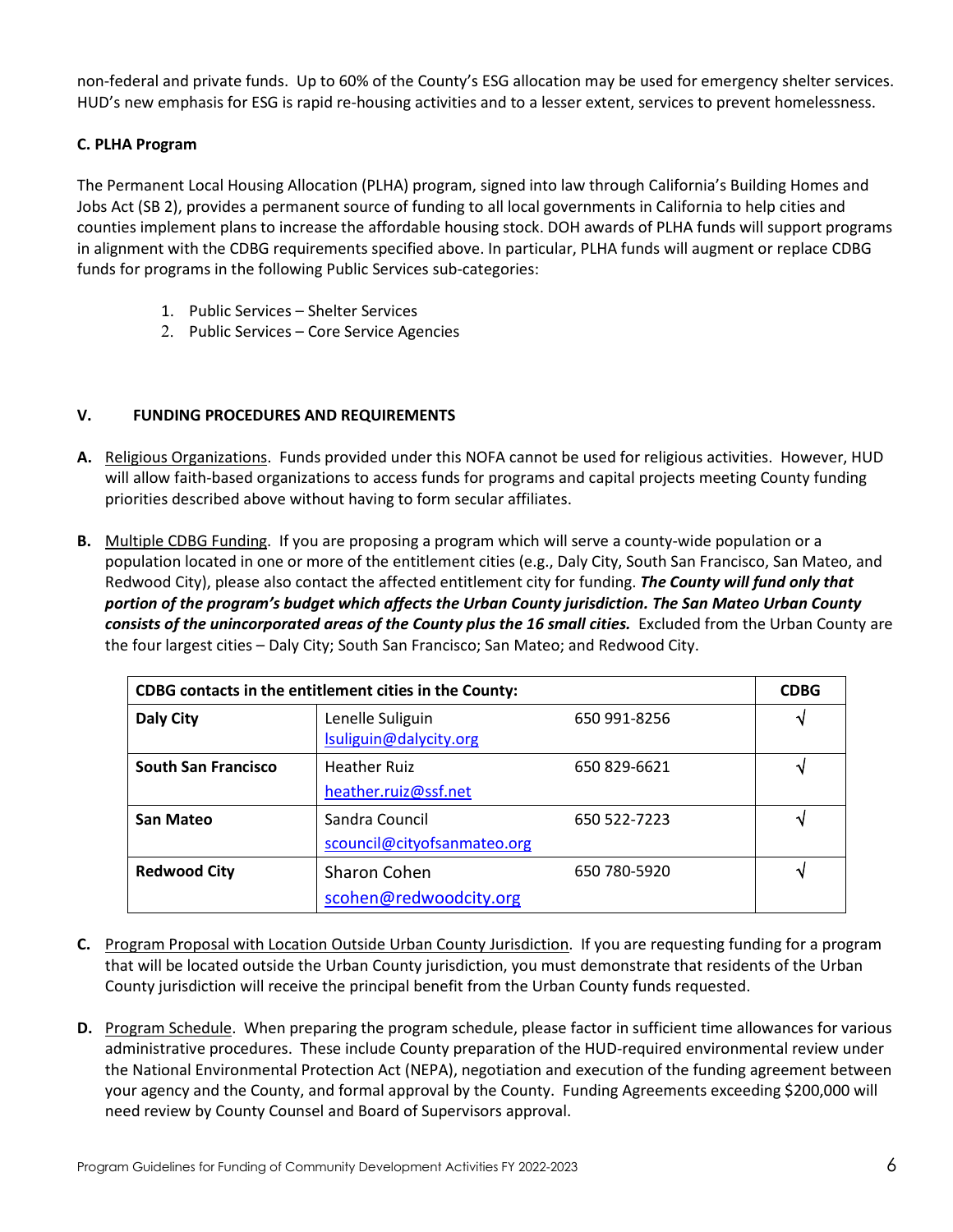non-federal and private funds. Up to 60% of the County's ESG allocation may be used for emergency shelter services. HUD's new emphasis for ESG is rapid re-housing activities and to a lesser extent, services to prevent homelessness.

### C. PLHA Program

The Permanent Local Housing Allocation (PLHA) program, signed into law through California's Building Homes and Jobs Act (SB 2), provides a permanent source of funding to all local governments in California to help cities and counties implement plans to increase the affordable housing stock. DOH awards of PLHA funds will support programs in alignment with the CDBG requirements specified above. In particular, PLHA funds will augment or replace CDBG funds for programs in the following Public Services sub-categories:

1. Public Services – Shelter Services
2. Public Services – Core Service Agencies

## V. FUNDING PROCEDURES AND REQUIREMENTS

**A.** Religious Organizations. Funds provided under this NOFA cannot be used for religious activities. However, HUD will allow faith-based organizations to access funds for programs and capital projects meeting County funding priorities described above without having to form secular affiliates.

**B.** Multiple CDBG Funding. If you are proposing a program which will serve a county-wide population or a population located in one or more of the entitlement cities (e.g., Daly City, South San Francisco, San Mateo, and Redwood City), please also contact the affected entitlement city for funding. ***The County will fund only that portion of the program's budget which affects the Urban County jurisdiction. The San Mateo Urban County consists of the unincorporated areas of the County plus the 16 small cities.*** Excluded from the Urban County are the four largest cities – Daly City; South San Francisco; San Mateo; and Redwood City.

| CDBG contacts in the entitlement cities in the County: | | | CDBG |
|---|---|---|---|
| **Daly City** | Lenelle Suliguin<br>lsuliguin@dalycity.org | 650 991-8256 | √ |
| **South San Francisco** | Heather Ruiz<br>heather.ruiz@ssf.net | 650 829-6621 | √ |
| **San Mateo** | Sandra Council<br>scouncil@cityofsanmateo.org | 650 522-7223 | √ |
| **Redwood City** | Sharon Cohen<br>scohen@redwoodcity.org | 650 780-5920 | √ |

**C.** Program Proposal with Location Outside Urban County Jurisdiction. If you are requesting funding for a program that will be located outside the Urban County jurisdiction, you must demonstrate that residents of the Urban County jurisdiction will receive the principal benefit from the Urban County funds requested.

**D.** Program Schedule. When preparing the program schedule, please factor in sufficient time allowances for various administrative procedures. These include County preparation of the HUD-required environmental review under the National Environmental Protection Act (NEPA), negotiation and execution of the funding agreement between your agency and the County, and formal approval by the County. Funding Agreements exceeding $200,000 will need review by County Counsel and Board of Supervisors approval.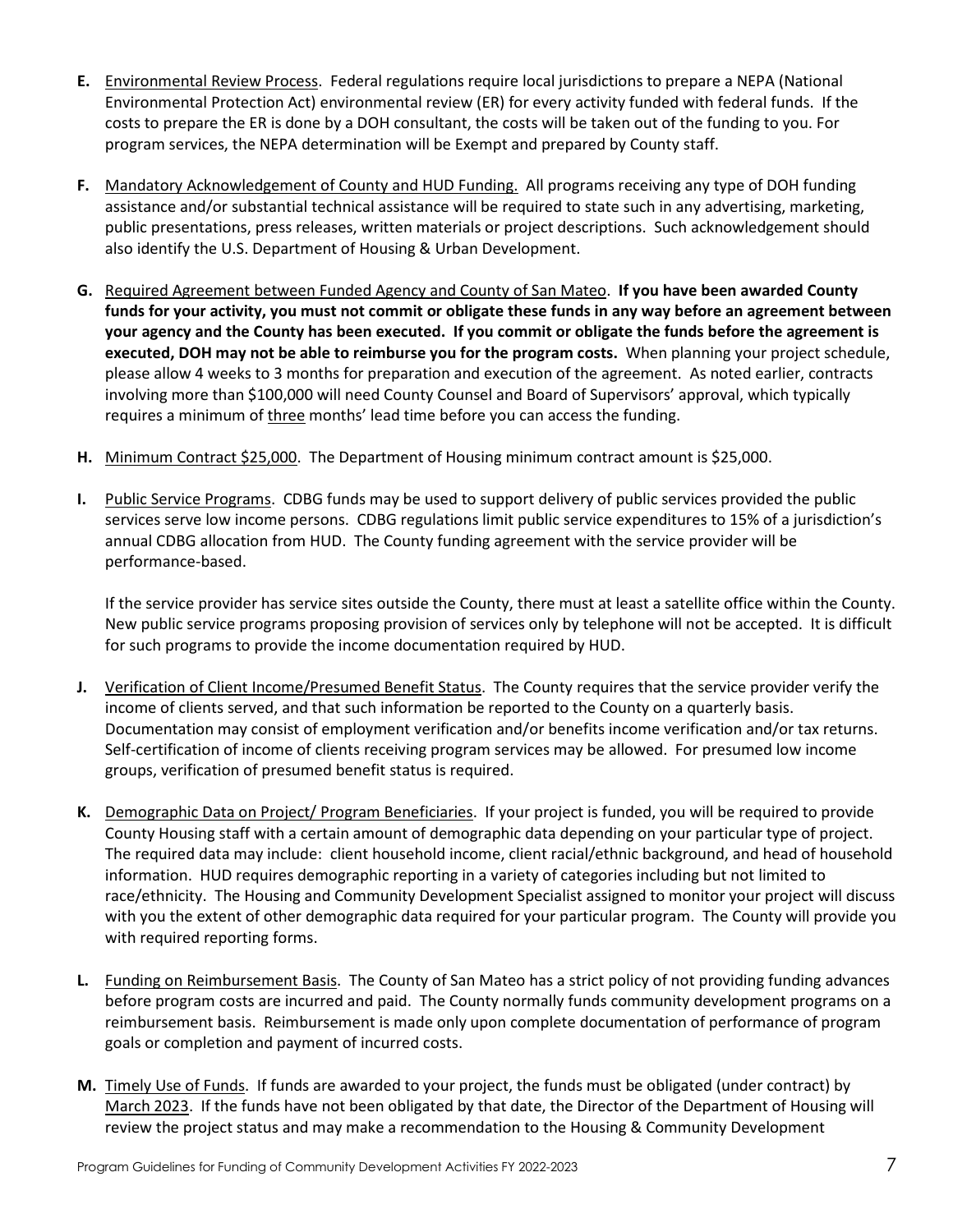**E.** Environmental Review Process. Federal regulations require local jurisdictions to prepare a NEPA (National Environmental Protection Act) environmental review (ER) for every activity funded with federal funds. If the costs to prepare the ER is done by a DOH consultant, the costs will be taken out of the funding to you. For program services, the NEPA determination will be Exempt and prepared by County staff.

**F.** Mandatory Acknowledgement of County and HUD Funding. All programs receiving any type of DOH funding assistance and/or substantial technical assistance will be required to state such in any advertising, marketing, public presentations, press releases, written materials or project descriptions. Such acknowledgement should also identify the U.S. Department of Housing & Urban Development.

**G.** Required Agreement between Funded Agency and County of San Mateo. **If you have been awarded County funds for your activity, you must not commit or obligate these funds in any way before an agreement between your agency and the County has been executed. If you commit or obligate the funds before the agreement is executed, DOH may not be able to reimburse you for the program costs.** When planning your project schedule, please allow 4 weeks to 3 months for preparation and execution of the agreement. As noted earlier, contracts involving more than $100,000 will need County Counsel and Board of Supervisors' approval, which typically requires a minimum of three months' lead time before you can access the funding.

**H.** Minimum Contract $25,000. The Department of Housing minimum contract amount is $25,000.

**I.** Public Service Programs. CDBG funds may be used to support delivery of public services provided the public services serve low income persons. CDBG regulations limit public service expenditures to 15% of a jurisdiction's annual CDBG allocation from HUD. The County funding agreement with the service provider will be performance-based.

If the service provider has service sites outside the County, there must at least a satellite office within the County. New public service programs proposing provision of services only by telephone will not be accepted. It is difficult for such programs to provide the income documentation required by HUD.

**J.** Verification of Client Income/Presumed Benefit Status. The County requires that the service provider verify the income of clients served, and that such information be reported to the County on a quarterly basis. Documentation may consist of employment verification and/or benefits income verification and/or tax returns. Self-certification of income of clients receiving program services may be allowed. For presumed low income groups, verification of presumed benefit status is required.

**K.** Demographic Data on Project/ Program Beneficiaries. If your project is funded, you will be required to provide County Housing staff with a certain amount of demographic data depending on your particular type of project. The required data may include: client household income, client racial/ethnic background, and head of household information. HUD requires demographic reporting in a variety of categories including but not limited to race/ethnicity. The Housing and Community Development Specialist assigned to monitor your project will discuss with you the extent of other demographic data required for your particular program. The County will provide you with required reporting forms.

**L.** Funding on Reimbursement Basis. The County of San Mateo has a strict policy of not providing funding advances before program costs are incurred and paid. The County normally funds community development programs on a reimbursement basis. Reimbursement is made only upon complete documentation of performance of program goals or completion and payment of incurred costs.

**M.** Timely Use of Funds. If funds are awarded to your project, the funds must be obligated (under contract) by March 2023. If the funds have not been obligated by that date, the Director of the Department of Housing will review the project status and may make a recommendation to the Housing & Community Development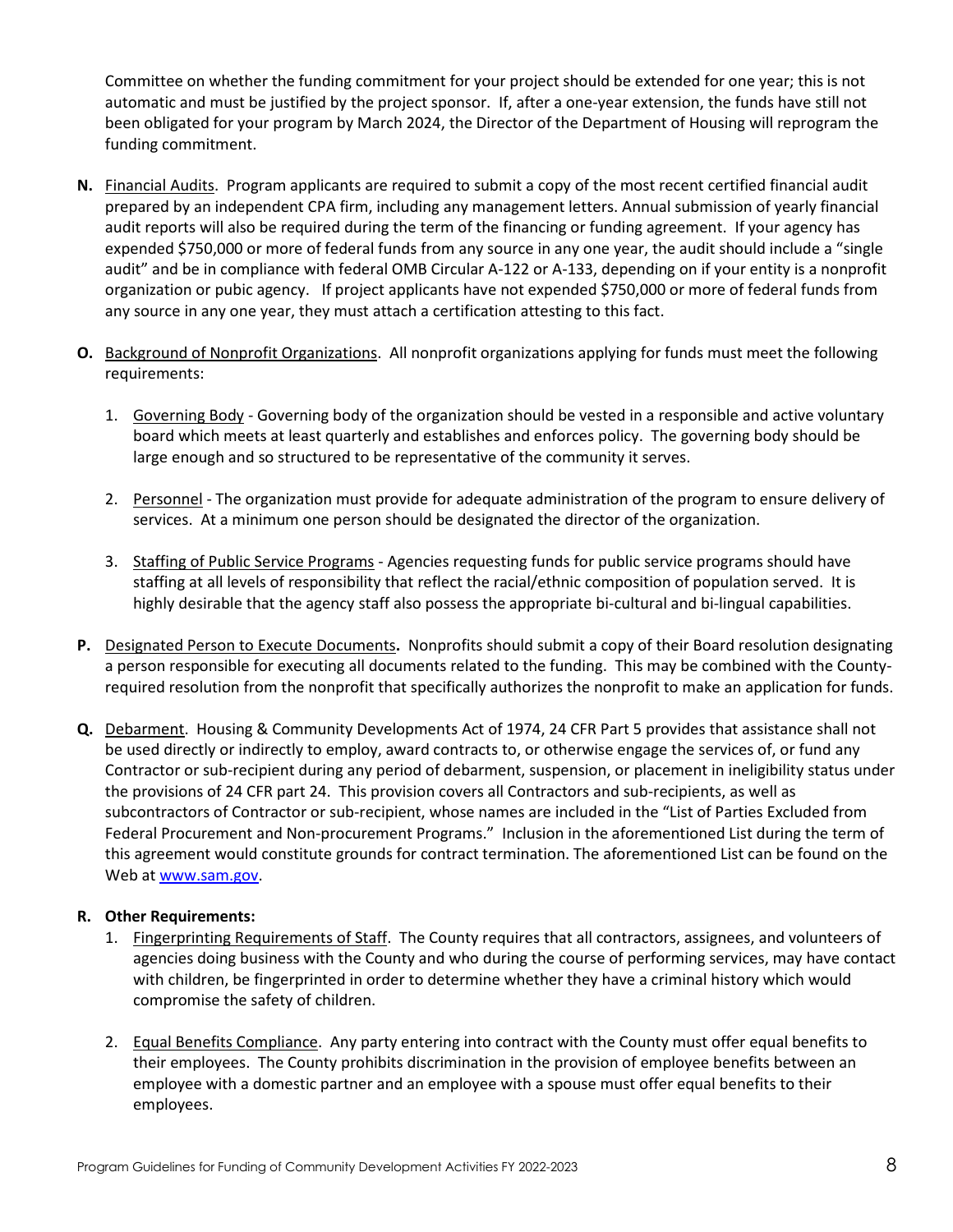Committee on whether the funding commitment for your project should be extended for one year; this is not automatic and must be justified by the project sponsor. If, after a one-year extension, the funds have still not been obligated for your program by March 2024, the Director of the Department of Housing will reprogram the funding commitment.

**N.** Financial Audits. Program applicants are required to submit a copy of the most recent certified financial audit prepared by an independent CPA firm, including any management letters. Annual submission of yearly financial audit reports will also be required during the term of the financing or funding agreement. If your agency has expended $750,000 or more of federal funds from any source in any one year, the audit should include a "single audit" and be in compliance with federal OMB Circular A-122 or A-133, depending on if your entity is a nonprofit organization or pubic agency. If project applicants have not expended $750,000 or more of federal funds from any source in any one year, they must attach a certification attesting to this fact.

**O.** Background of Nonprofit Organizations. All nonprofit organizations applying for funds must meet the following requirements:

1. Governing Body - Governing body of the organization should be vested in a responsible and active voluntary board which meets at least quarterly and establishes and enforces policy. The governing body should be large enough and so structured to be representative of the community it serves.

2. Personnel - The organization must provide for adequate administration of the program to ensure delivery of services. At a minimum one person should be designated the director of the organization.

3. Staffing of Public Service Programs - Agencies requesting funds for public service programs should have staffing at all levels of responsibility that reflect the racial/ethnic composition of population served. It is highly desirable that the agency staff also possess the appropriate bi-cultural and bi-lingual capabilities.

**P.** Designated Person to Execute Documents**.** Nonprofits should submit a copy of their Board resolution designating a person responsible for executing all documents related to the funding. This may be combined with the County-required resolution from the nonprofit that specifically authorizes the nonprofit to make an application for funds.

**Q.** Debarment. Housing & Community Developments Act of 1974, 24 CFR Part 5 provides that assistance shall not be used directly or indirectly to employ, award contracts to, or otherwise engage the services of, or fund any Contractor or sub-recipient during any period of debarment, suspension, or placement in ineligibility status under the provisions of 24 CFR part 24. This provision covers all Contractors and sub-recipients, as well as subcontractors of Contractor or sub-recipient, whose names are included in the "List of Parties Excluded from Federal Procurement and Non-procurement Programs." Inclusion in the aforementioned List during the term of this agreement would constitute grounds for contract termination. The aforementioned List can be found on the Web at www.sam.gov.

**R. Other Requirements:**

1. Fingerprinting Requirements of Staff. The County requires that all contractors, assignees, and volunteers of agencies doing business with the County and who during the course of performing services, may have contact with children, be fingerprinted in order to determine whether they have a criminal history which would compromise the safety of children.

2. Equal Benefits Compliance. Any party entering into contract with the County must offer equal benefits to their employees. The County prohibits discrimination in the provision of employee benefits between an employee with a domestic partner and an employee with a spouse must offer equal benefits to their employees.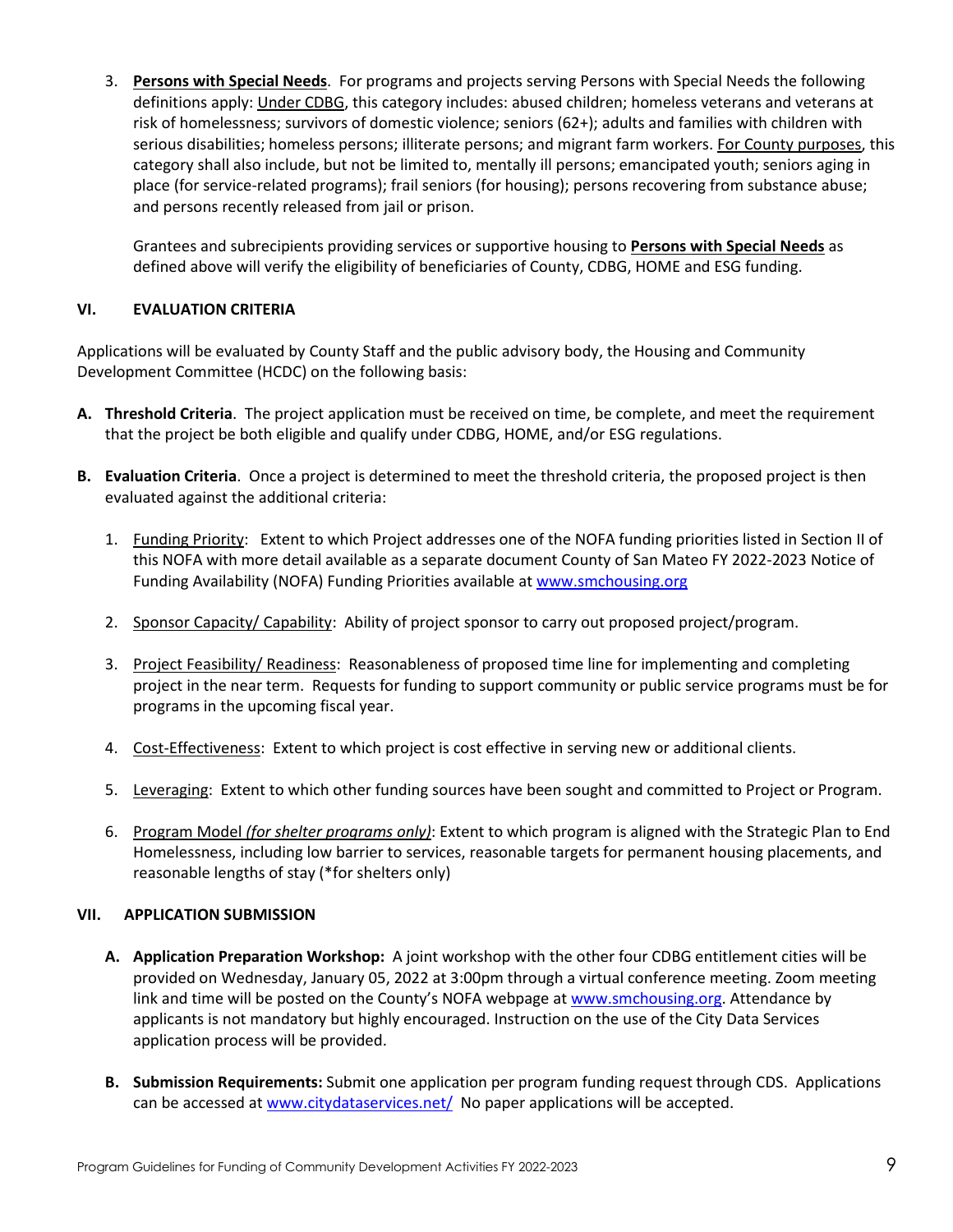3. **Persons with Special Needs**. For programs and projects serving Persons with Special Needs the following definitions apply: Under CDBG, this category includes: abused children; homeless veterans and veterans at risk of homelessness; survivors of domestic violence; seniors (62+); adults and families with children with serious disabilities; homeless persons; illiterate persons; and migrant farm workers. For County purposes, this category shall also include, but not be limited to, mentally ill persons; emancipated youth; seniors aging in place (for service-related programs); frail seniors (for housing); persons recovering from substance abuse; and persons recently released from jail or prison.

   Grantees and subrecipients providing services or supportive housing to **Persons with Special Needs** as defined above will verify the eligibility of beneficiaries of County, CDBG, HOME and ESG funding.

## VI. EVALUATION CRITERIA

Applications will be evaluated by County Staff and the public advisory body, the Housing and Community Development Committee (HCDC) on the following basis:

**A. Threshold Criteria**. The project application must be received on time, be complete, and meet the requirement that the project be both eligible and qualify under CDBG, HOME, and/or ESG regulations.

**B. Evaluation Criteria**. Once a project is determined to meet the threshold criteria, the proposed project is then evaluated against the additional criteria:

1. Funding Priority: Extent to which Project addresses one of the NOFA funding priorities listed in Section II of this NOFA with more detail available as a separate document County of San Mateo FY 2022-2023 Notice of Funding Availability (NOFA) Funding Priorities available at www.smchousing.org
2. Sponsor Capacity/ Capability: Ability of project sponsor to carry out proposed project/program.
3. Project Feasibility/ Readiness: Reasonableness of proposed time line for implementing and completing project in the near term. Requests for funding to support community or public service programs must be for programs in the upcoming fiscal year.
4. Cost-Effectiveness: Extent to which project is cost effective in serving new or additional clients.
5. Leveraging: Extent to which other funding sources have been sought and committed to Project or Program.
6. Program Model *(for shelter programs only)*: Extent to which program is aligned with the Strategic Plan to End Homelessness, including low barrier to services, reasonable targets for permanent housing placements, and reasonable lengths of stay (*for shelters only)

## VII. APPLICATION SUBMISSION

**A. Application Preparation Workshop:** A joint workshop with the other four CDBG entitlement cities will be provided on Wednesday, January 05, 2022 at 3:00pm through a virtual conference meeting. Zoom meeting link and time will be posted on the County's NOFA webpage at www.smchousing.org. Attendance by applicants is not mandatory but highly encouraged. Instruction on the use of the City Data Services application process will be provided.

**B. Submission Requirements:** Submit one application per program funding request through CDS. Applications can be accessed at www.citydataservices.net/ No paper applications will be accepted.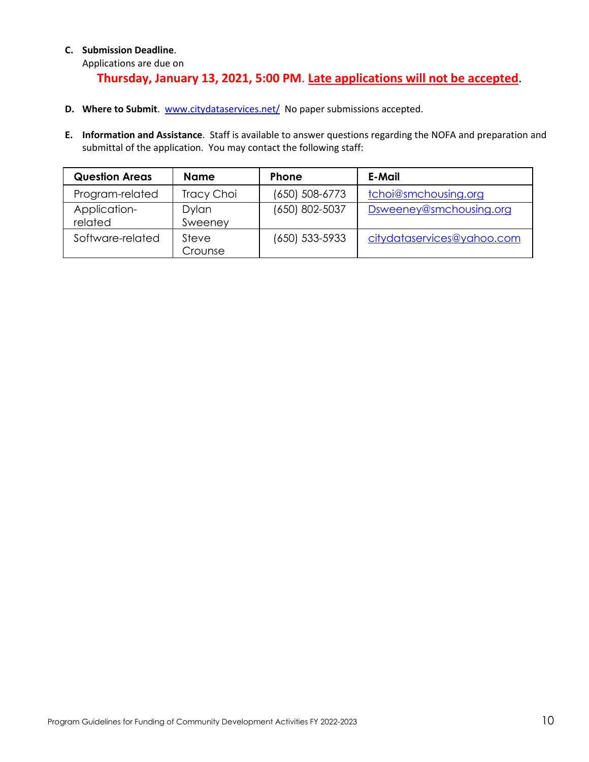**C. Submission Deadline**.
Applications are due on

**Thursday, January 13, 2021, 5:00 PM**. **Late applications will not be accepted**.

**D. Where to Submit**. www.citydataservices.net/ No paper submissions accepted.

**E. Information and Assistance**. Staff is available to answer questions regarding the NOFA and preparation and submittal of the application. You may contact the following staff:

| Question Areas | Name | Phone | E-Mail |
|---|---|---|---|
| Program-related | Tracy Choi | (650) 508-6773 | tchoi@smchousing.org |
| Application-related | Dylan Sweeney | (650) 802-5037 | Dsweeney@smchousing.org |
| Software-related | Steve Crounse | (650) 533-5933 | citydataservices@yahoo.com |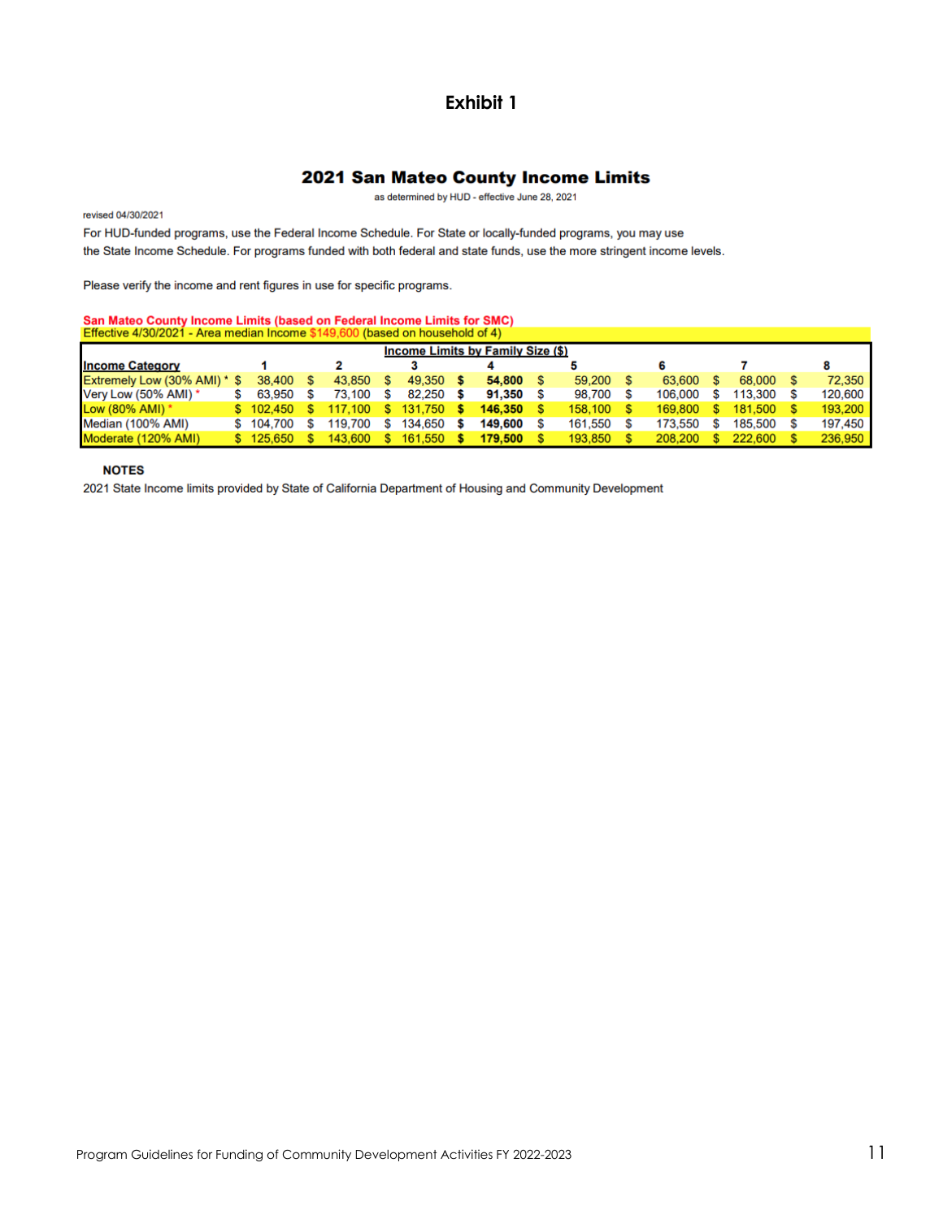# Exhibit 1

## 2021 San Mateo County Income Limits

as determined by HUD - effective June 28, 2021

revised 04/30/2021

For HUD-funded programs, use the Federal Income Schedule. For State or locally-funded programs, you may use the State Income Schedule. For programs funded with both federal and state funds, use the more stringent income levels.

Please verify the income and rent figures in use for specific programs.

**San Mateo County Income Limits (based on Federal Income Limits for SMC)**
Effective 4/30/2021 - Area median Income $149,600 (based on household of 4)

| Income Category | Income Limits by Family Size ($) | | | | | | | |
|---|---|---|---|---|---|---|---|---|
| | 1 | 2 | 3 | 4 | 5 | 6 | 7 | 8 |
| Extremely Low (30% AMI) * | $ 38,400 | $ 43,850 | $ 49,350 | **$ 54,800** | $ 59,200 | $ 63,600 | $ 68,000 | $ 72,350 |
| Very Low (50% AMI) * | $ 63,950 | $ 73,100 | $ 82,250 | **$ 91,350** | $ 98,700 | $ 106,000 | $ 113,300 | $ 120,600 |
| Low (80% AMI) * | $ 102,450 | $ 117,100 | $ 131,750 | **$ 146,350** | $ 158,100 | $ 169,800 | $ 181,500 | $ 193,200 |
| Median (100% AMI) | $ 104,700 | $ 119,700 | $ 134,650 | **$ 149,600** | $ 161,550 | $ 173,550 | $ 185,500 | $ 197,450 |
| Moderate (120% AMI) | $ 125,650 | $ 143,600 | $ 161,550 | **$ 179,500** | $ 193,850 | $ 208,200 | $ 222,600 | $ 236,950 |

**NOTES**

2021 State Income limits provided by State of California Department of Housing and Community Development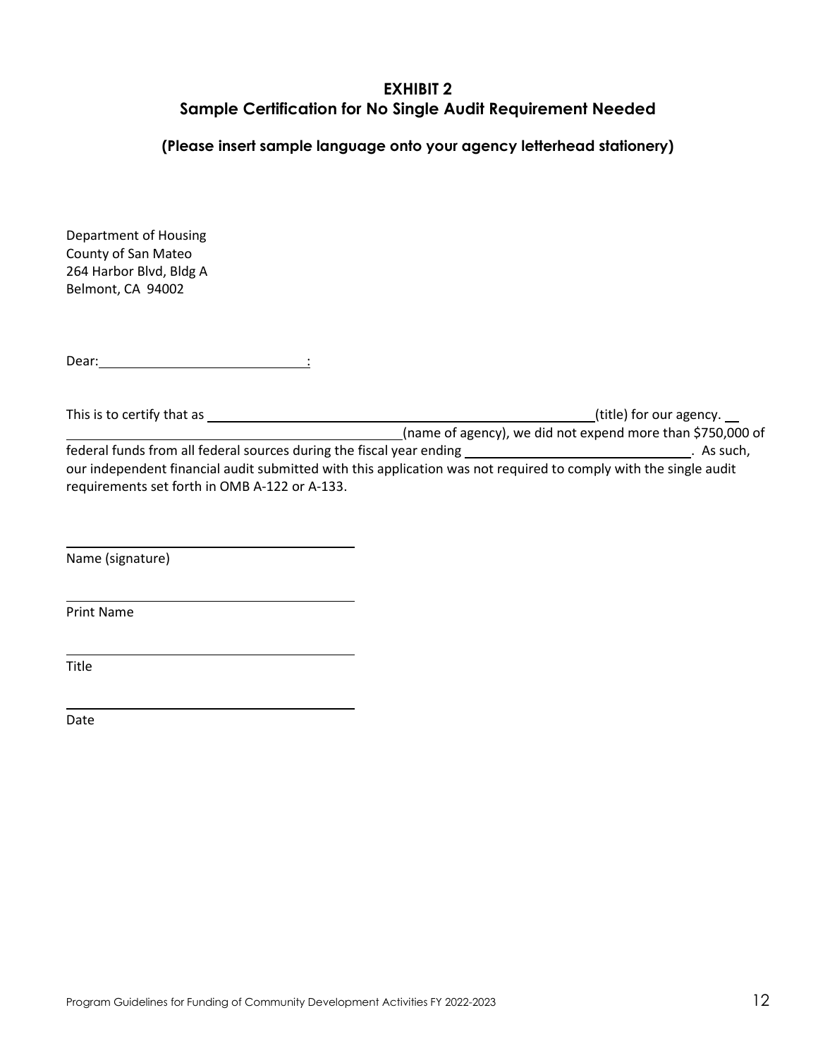# EXHIBIT 2
## Sample Certification for No Single Audit Requirement Needed

**(Please insert sample language onto your agency letterhead stationery)**

Department of Housing
County of San Mateo
264 Harbor Blvd, Bldg A
Belmont, CA 94002

Dear: ______________________:

This is to certify that as ______________________________(title) for our agency. ______________________________(name of agency), we did not expend more than $750,000 of federal funds from all federal sources during the fiscal year ending ______________________. As such, our independent financial audit submitted with this application was not required to comply with the single audit requirements set forth in OMB A-122 or A-133.

______________________________
Name (signature)

______________________________
Print Name

______________________________
Title

______________________________
Date